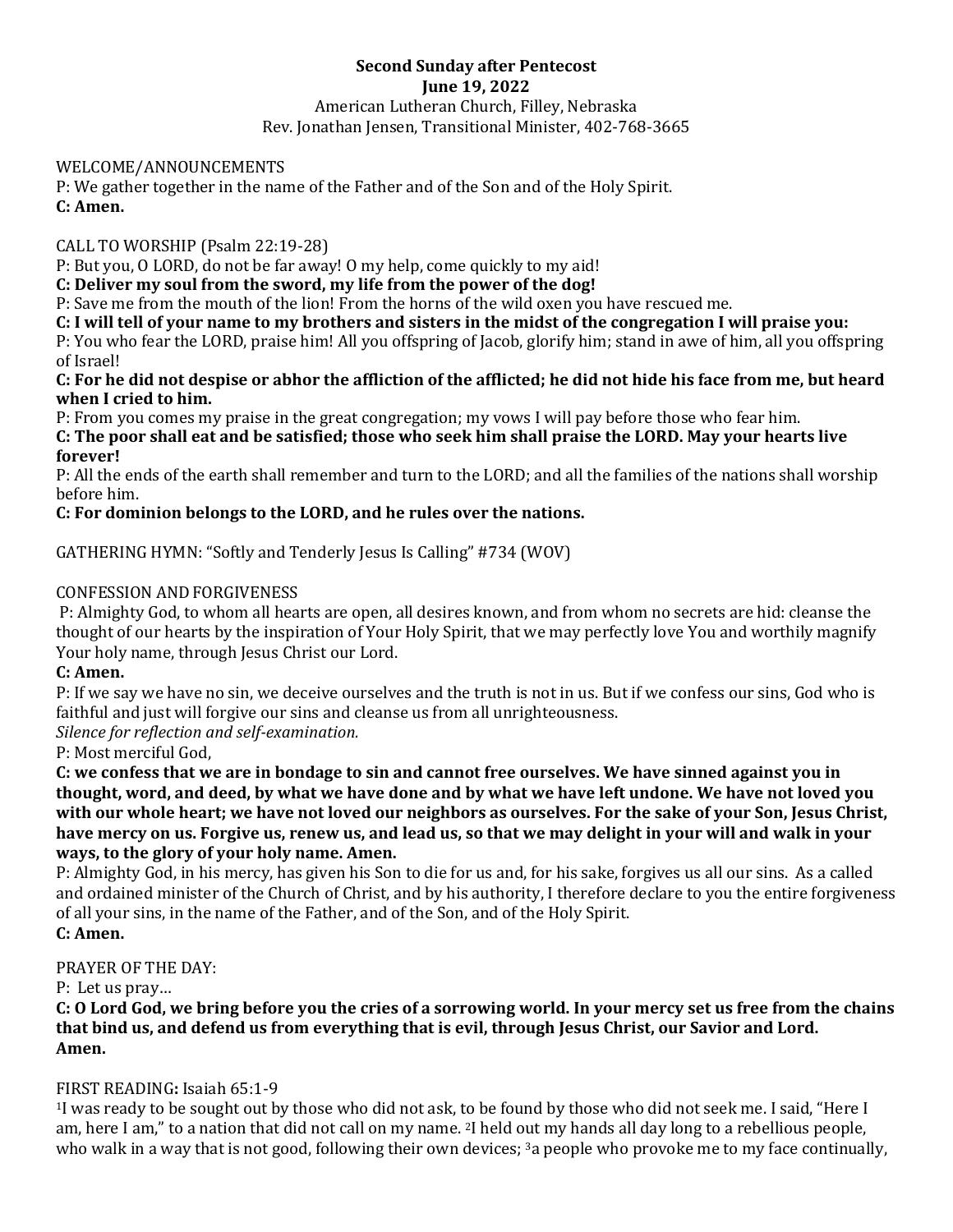**Second Sunday after Pentecost**
**June 19, 2022**
American Lutheran Church, Filley, Nebraska
Rev. Jonathan Jensen, Transitional Minister, 402-768-3665

WELCOME/ANNOUNCEMENTS
P: We gather together in the name of the Father and of the Son and of the Holy Spirit.
**C: Amen.**

CALL TO WORSHIP (Psalm 22:19-28)
P: But you, O LORD, do not be far away! O my help, come quickly to my aid!
**C: Deliver my soul from the sword, my life from the power of the dog!**
P: Save me from the mouth of the lion! From the horns of the wild oxen you have rescued me.
**C: I will tell of your name to my brothers and sisters in the midst of the congregation I will praise you:**
P: You who fear the LORD, praise him! All you offspring of Jacob, glorify him; stand in awe of him, all you offspring of Israel!
**C: For he did not despise or abhor the affliction of the afflicted; he did not hide his face from me, but heard when I cried to him.**
P: From you comes my praise in the great congregation; my vows I will pay before those who fear him.
**C: The poor shall eat and be satisfied; those who seek him shall praise the LORD. May your hearts live forever!**
P: All the ends of the earth shall remember and turn to the LORD; and all the families of the nations shall worship before him.
**C: For dominion belongs to the LORD, and he rules over the nations.**

GATHERING HYMN: "Softly and Tenderly Jesus Is Calling" #734 (WOV)

CONFESSION AND FORGIVENESS
P: Almighty God, to whom all hearts are open, all desires known, and from whom no secrets are hid: cleanse the thought of our hearts by the inspiration of Your Holy Spirit, that we may perfectly love You and worthily magnify Your holy name, through Jesus Christ our Lord.
**C: Amen.**
P: If we say we have no sin, we deceive ourselves and the truth is not in us. But if we confess our sins, God who is faithful and just will forgive our sins and cleanse us from all unrighteousness.
*Silence for reflection and self-examination.*
P: Most merciful God,
**C: we confess that we are in bondage to sin and cannot free ourselves. We have sinned against you in thought, word, and deed, by what we have done and by what we have left undone. We have not loved you with our whole heart; we have not loved our neighbors as ourselves. For the sake of your Son, Jesus Christ, have mercy on us. Forgive us, renew us, and lead us, so that we may delight in your will and walk in your ways, to the glory of your holy name. Amen.**
P: Almighty God, in his mercy, has given his Son to die for us and, for his sake, forgives us all our sins. As a called and ordained minister of the Church of Christ, and by his authority, I therefore declare to you the entire forgiveness of all your sins, in the name of the Father, and of the Son, and of the Holy Spirit.
**C: Amen.**

PRAYER OF THE DAY:
P: Let us pray…
**C: O Lord God, we bring before you the cries of a sorrowing world. In your mercy set us free from the chains that bind us, and defend us from everything that is evil, through Jesus Christ, our Savior and Lord. Amen.**

FIRST READING**:** Isaiah 65:1-9
[1]I was ready to be sought out by those who did not ask, to be found by those who did not seek me. I said, "Here I am, here I am," to a nation that did not call on my name. [2]I held out my hands all day long to a rebellious people, who walk in a way that is not good, following their own devices; [3]a people who provoke me to my face continually,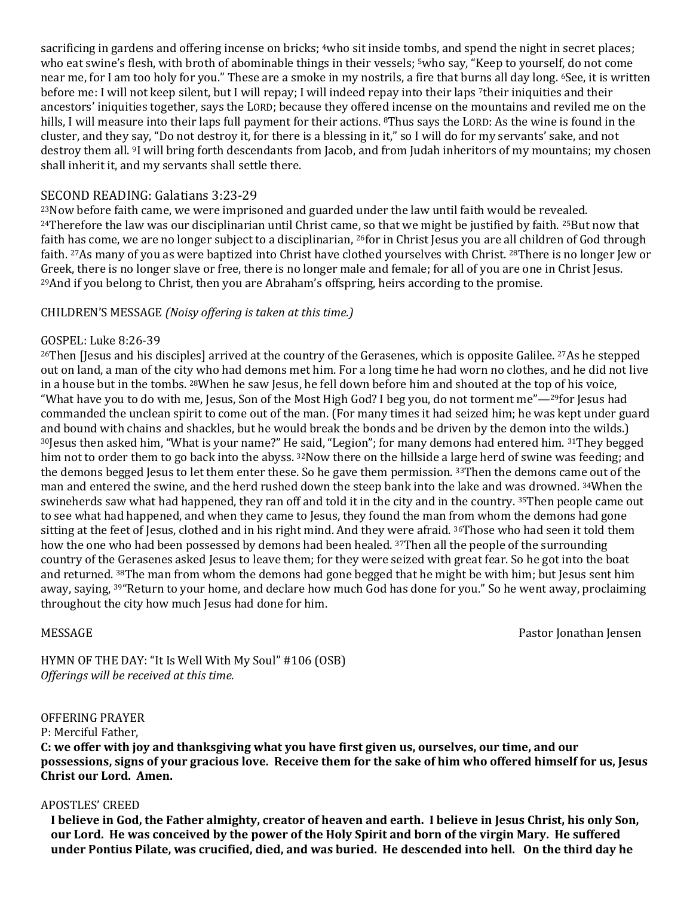sacrificing in gardens and offering incense on bricks; [4]who sit inside tombs, and spend the night in secret places; who eat swine's flesh, with broth of abominable things in their vessels; [5]who say, "Keep to yourself, do not come near me, for I am too holy for you." These are a smoke in my nostrils, a fire that burns all day long. [6]See, it is written before me: I will not keep silent, but I will repay; I will indeed repay into their laps [7]their iniquities and their ancestors' iniquities together, says the LORD; because they offered incense on the mountains and reviled me on the hills, I will measure into their laps full payment for their actions. [8]Thus says the LORD: As the wine is found in the cluster, and they say, "Do not destroy it, for there is a blessing in it," so I will do for my servants' sake, and not destroy them all. [9]I will bring forth descendants from Jacob, and from Judah inheritors of my mountains; my chosen shall inherit it, and my servants shall settle there.

## SECOND READING: Galatians 3:23-29

[23]Now before faith came, we were imprisoned and guarded under the law until faith would be revealed. [24]Therefore the law was our disciplinarian until Christ came, so that we might be justified by faith. [25]But now that faith has come, we are no longer subject to a disciplinarian, [26]for in Christ Jesus you are all children of God through faith. [27]As many of you as were baptized into Christ have clothed yourselves with Christ. [28]There is no longer Jew or Greek, there is no longer slave or free, there is no longer male and female; for all of you are one in Christ Jesus. [29]And if you belong to Christ, then you are Abraham's offspring, heirs according to the promise.

CHILDREN'S MESSAGE *(Noisy offering is taken at this time.)*

GOSPEL: Luke 8:26-39

[26]Then [Jesus and his disciples] arrived at the country of the Gerasenes, which is opposite Galilee. [27]As he stepped out on land, a man of the city who had demons met him. For a long time he had worn no clothes, and he did not live in a house but in the tombs. [28]When he saw Jesus, he fell down before him and shouted at the top of his voice, "What have you to do with me, Jesus, Son of the Most High God? I beg you, do not torment me"—[29]for Jesus had commanded the unclean spirit to come out of the man. (For many times it had seized him; he was kept under guard and bound with chains and shackles, but he would break the bonds and be driven by the demon into the wilds.) [30]Jesus then asked him, "What is your name?" He said, "Legion"; for many demons had entered him. [31]They begged him not to order them to go back into the abyss. [32]Now there on the hillside a large herd of swine was feeding; and the demons begged Jesus to let them enter these. So he gave them permission. [33]Then the demons came out of the man and entered the swine, and the herd rushed down the steep bank into the lake and was drowned. [34]When the swineherds saw what had happened, they ran off and told it in the city and in the country. [35]Then people came out to see what had happened, and when they came to Jesus, they found the man from whom the demons had gone sitting at the feet of Jesus, clothed and in his right mind. And they were afraid. [36]Those who had seen it told them how the one who had been possessed by demons had been healed. [37]Then all the people of the surrounding country of the Gerasenes asked Jesus to leave them; for they were seized with great fear. So he got into the boat and returned. [38]The man from whom the demons had gone begged that he might be with him; but Jesus sent him away, saying, [39]"Return to your home, and declare how much God has done for you." So he went away, proclaiming throughout the city how much Jesus had done for him.

MESSAGE Pastor Jonathan Jensen

HYMN OF THE DAY: "It Is Well With My Soul" #106 (OSB)
*Offerings will be received at this time.*

OFFERING PRAYER
P: Merciful Father,
**C: we offer with joy and thanksgiving what you have first given us, ourselves, our time, and our possessions, signs of your gracious love. Receive them for the sake of him who offered himself for us, Jesus Christ our Lord. Amen.**

APOSTLES' CREED
**I believe in God, the Father almighty, creator of heaven and earth. I believe in Jesus Christ, his only Son, our Lord. He was conceived by the power of the Holy Spirit and born of the virgin Mary. He suffered under Pontius Pilate, was crucified, died, and was buried. He descended into hell. On the third day he**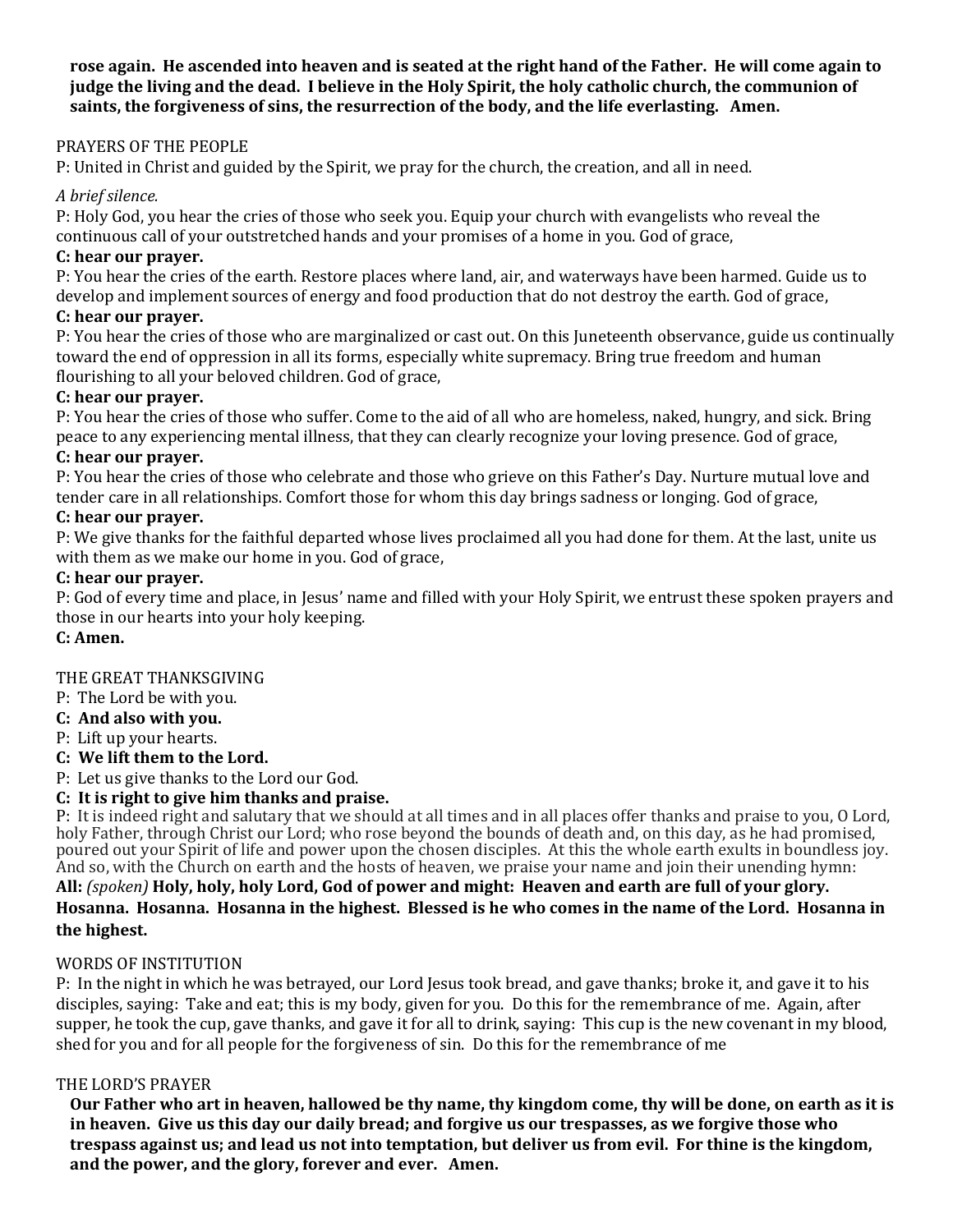**rose again. He ascended into heaven and is seated at the right hand of the Father. He will come again to judge the living and the dead. I believe in the Holy Spirit, the holy catholic church, the communion of saints, the forgiveness of sins, the resurrection of the body, and the life everlasting. Amen.**

PRAYERS OF THE PEOPLE

P: United in Christ and guided by the Spirit, we pray for the church, the creation, and all in need.

*A brief silence.*

P: Holy God, you hear the cries of those who seek you. Equip your church with evangelists who reveal the continuous call of your outstretched hands and your promises of a home in you. God of grace,

**C: hear our prayer.**

P: You hear the cries of the earth. Restore places where land, air, and waterways have been harmed. Guide us to develop and implement sources of energy and food production that do not destroy the earth. God of grace,

**C: hear our prayer.**

P: You hear the cries of those who are marginalized or cast out. On this Juneteenth observance, guide us continually toward the end of oppression in all its forms, especially white supremacy. Bring true freedom and human flourishing to all your beloved children. God of grace,

**C: hear our prayer.**

P: You hear the cries of those who suffer. Come to the aid of all who are homeless, naked, hungry, and sick. Bring peace to any experiencing mental illness, that they can clearly recognize your loving presence. God of grace,

**C: hear our prayer.**

P: You hear the cries of those who celebrate and those who grieve on this Father's Day. Nurture mutual love and tender care in all relationships. Comfort those for whom this day brings sadness or longing. God of grace,

**C: hear our prayer.**

P: We give thanks for the faithful departed whose lives proclaimed all you had done for them. At the last, unite us with them as we make our home in you. God of grace,

**C: hear our prayer.**

P: God of every time and place, in Jesus' name and filled with your Holy Spirit, we entrust these spoken prayers and those in our hearts into your holy keeping.

**C: Amen.**

THE GREAT THANKSGIVING

P: The Lord be with you.

**C: And also with you.**

P: Lift up your hearts.

**C: We lift them to the Lord.**

P: Let us give thanks to the Lord our God.

**C: It is right to give him thanks and praise.**

P: It is indeed right and salutary that we should at all times and in all places offer thanks and praise to you, O Lord, holy Father, through Christ our Lord; who rose beyond the bounds of death and, on this day, as he had promised, poured out your Spirit of life and power upon the chosen disciples. At this the whole earth exults in boundless joy. And so, with the Church on earth and the hosts of heaven, we praise your name and join their unending hymn:

**All:** *(spoken)* **Holy, holy, holy Lord, God of power and might: Heaven and earth are full of your glory. Hosanna. Hosanna. Hosanna in the highest. Blessed is he who comes in the name of the Lord. Hosanna in the highest.**

WORDS OF INSTITUTION

P: In the night in which he was betrayed, our Lord Jesus took bread, and gave thanks; broke it, and gave it to his disciples, saying: Take and eat; this is my body, given for you. Do this for the remembrance of me. Again, after supper, he took the cup, gave thanks, and gave it for all to drink, saying: This cup is the new covenant in my blood, shed for you and for all people for the forgiveness of sin. Do this for the remembrance of me

THE LORD'S PRAYER

**Our Father who art in heaven, hallowed be thy name, thy kingdom come, thy will be done, on earth as it is in heaven. Give us this day our daily bread; and forgive us our trespasses, as we forgive those who trespass against us; and lead us not into temptation, but deliver us from evil. For thine is the kingdom, and the power, and the glory, forever and ever. Amen.**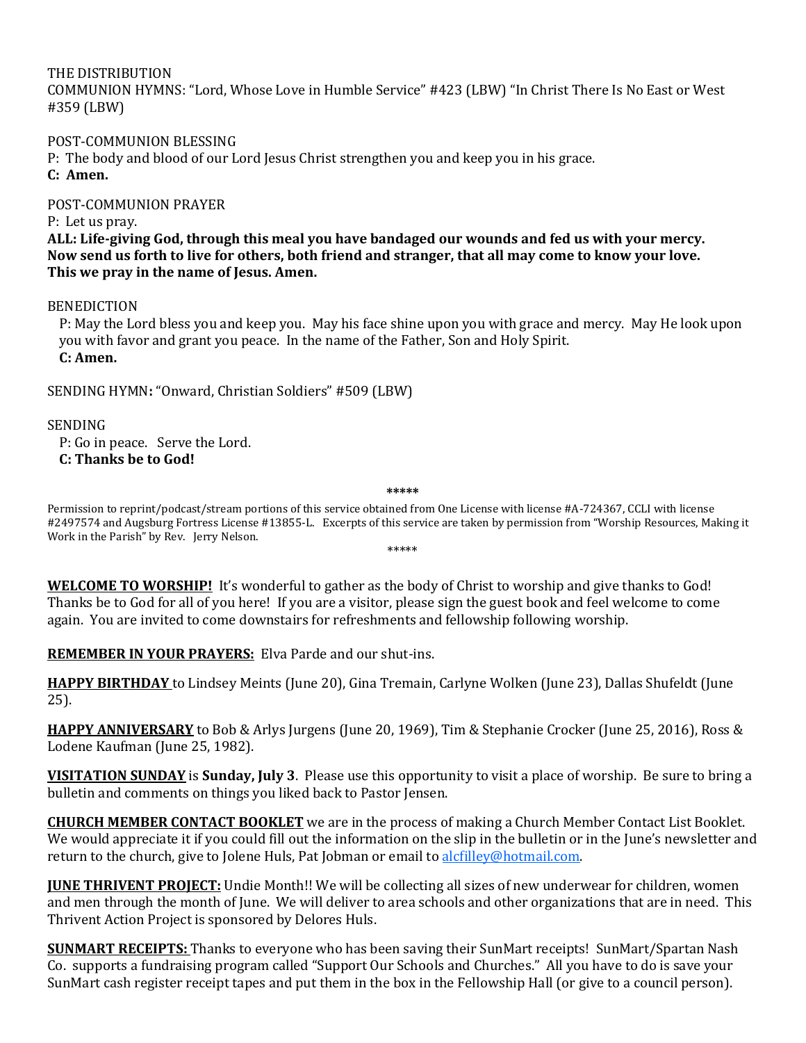THE DISTRIBUTION

COMMUNION HYMNS: "Lord, Whose Love in Humble Service" #423 (LBW) "In Christ There Is No East or West #359 (LBW)

POST-COMMUNION BLESSING

P: The body and blood of our Lord Jesus Christ strengthen you and keep you in his grace.

**C: Amen.**

POST-COMMUNION PRAYER

P: Let us pray.

**ALL: Life-giving God, through this meal you have bandaged our wounds and fed us with your mercy. Now send us forth to live for others, both friend and stranger, that all may come to know your love. This we pray in the name of Jesus. Amen.**

BENEDICTION

P: May the Lord bless you and keep you. May his face shine upon you with grace and mercy. May He look upon you with favor and grant you peace. In the name of the Father, Son and Holy Spirit.

**C: Amen.**

SENDING HYMN**:** "Onward, Christian Soldiers" #509 (LBW)

SENDING

P: Go in peace. Serve the Lord.

**C: Thanks be to God!**

**\*\*\*\*\***

Permission to reprint/podcast/stream portions of this service obtained from One License with license #A-724367, CCLI with license #2497574 and Augsburg Fortress License #13855-L. Excerpts of this service are taken by permission from "Worship Resources, Making it Work in the Parish" by Rev. Jerry Nelson.

\*\*\*\*\*

**WELCOME TO WORSHIP!** It's wonderful to gather as the body of Christ to worship and give thanks to God! Thanks be to God for all of you here! If you are a visitor, please sign the guest book and feel welcome to come again. You are invited to come downstairs for refreshments and fellowship following worship.

**REMEMBER IN YOUR PRAYERS:** Elva Parde and our shut-ins.

**HAPPY BIRTHDAY** to Lindsey Meints (June 20), Gina Tremain, Carlyne Wolken (June 23), Dallas Shufeldt (June 25).

**HAPPY ANNIVERSARY** to Bob & Arlys Jurgens (June 20, 1969), Tim & Stephanie Crocker (June 25, 2016), Ross & Lodene Kaufman (June 25, 1982).

**VISITATION SUNDAY** is **Sunday, July 3**. Please use this opportunity to visit a place of worship. Be sure to bring a bulletin and comments on things you liked back to Pastor Jensen.

**CHURCH MEMBER CONTACT BOOKLET** we are in the process of making a Church Member Contact List Booklet. We would appreciate it if you could fill out the information on the slip in the bulletin or in the June's newsletter and return to the church, give to Jolene Huls, Pat Jobman or email to alcfilley@hotmail.com.

**JUNE THRIVENT PROJECT:** Undie Month!! We will be collecting all sizes of new underwear for children, women and men through the month of June. We will deliver to area schools and other organizations that are in need. This Thrivent Action Project is sponsored by Delores Huls.

**SUNMART RECEIPTS:** Thanks to everyone who has been saving their SunMart receipts! SunMart/Spartan Nash Co. supports a fundraising program called "Support Our Schools and Churches." All you have to do is save your SunMart cash register receipt tapes and put them in the box in the Fellowship Hall (or give to a council person).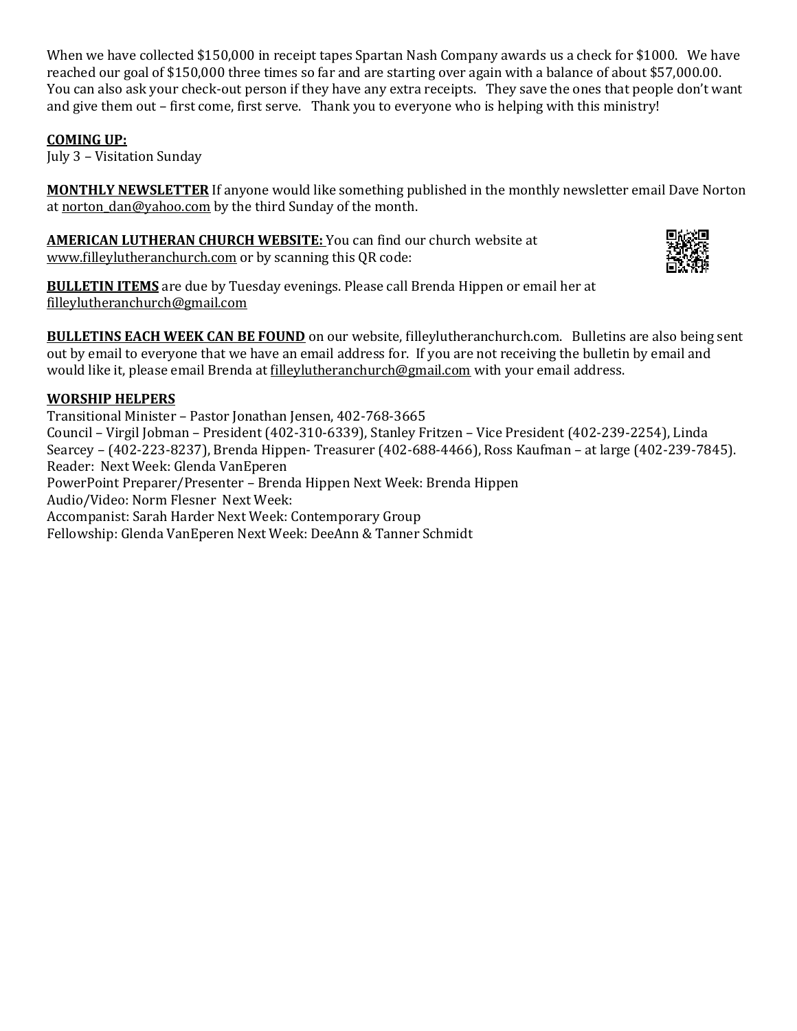When we have collected $150,000 in receipt tapes Spartan Nash Company awards us a check for $1000. We have reached our goal of $150,000 three times so far and are starting over again with a balance of about $57,000.00. You can also ask your check-out person if they have any extra receipts. They save the ones that people don't want and give them out – first come, first serve. Thank you to everyone who is helping with this ministry!

**COMING UP:**
July 3 – Visitation Sunday

**MONTHLY NEWSLETTER** If anyone would like something published in the monthly newsletter email Dave Norton at norton_dan@yahoo.com by the third Sunday of the month.

**AMERICAN LUTHERAN CHURCH WEBSITE:** You can find our church website at www.filleylutheranchurch.com or by scanning this QR code:

**BULLETIN ITEMS** are due by Tuesday evenings. Please call Brenda Hippen or email her at filleylutheranchurch@gmail.com

**BULLETINS EACH WEEK CAN BE FOUND** on our website, filleylutheranchurch.com. Bulletins are also being sent out by email to everyone that we have an email address for. If you are not receiving the bulletin by email and would like it, please email Brenda at filleylutheranchurch@gmail.com with your email address.

**WORSHIP HELPERS**
Transitional Minister – Pastor Jonathan Jensen, 402-768-3665
Council – Virgil Jobman – President (402-310-6339), Stanley Fritzen – Vice President (402-239-2254), Linda Searcey – (402-223-8237), Brenda Hippen- Treasurer (402-688-4466), Ross Kaufman – at large (402-239-7845).
Reader: Next Week: Glenda VanEperen
PowerPoint Preparer/Presenter – Brenda Hippen Next Week: Brenda Hippen
Audio/Video: Norm Flesner Next Week:
Accompanist: Sarah Harder Next Week: Contemporary Group
Fellowship: Glenda VanEperen Next Week: DeeAnn & Tanner Schmidt